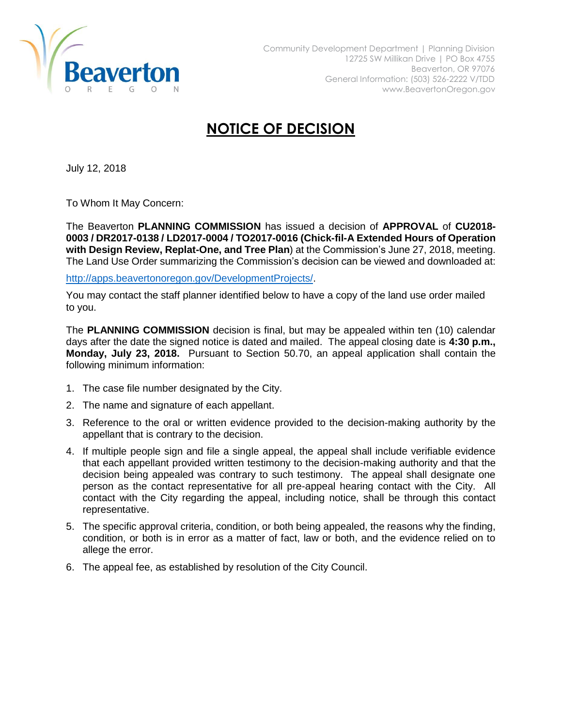Beaverton
OREGON

Community Development Department | Planning Division
12725 SW Millikan Drive | PO Box 4755
Beaverton, OR 97076
General Information: (503) 526-2222 V/TDD
www.BeavertonOregon.gov

# NOTICE OF DECISION

July 12, 2018

To Whom It May Concern:

The Beaverton **PLANNING COMMISSION** has issued a decision of **APPROVAL** of **CU2018-0003 / DR2017-0138 / LD2017-0004 / TO2017-0016 (Chick-fil-A Extended Hours of Operation with Design Review, Replat-One, and Tree Plan**) at the Commission's June 27, 2018, meeting. The Land Use Order summarizing the Commission's decision can be viewed and downloaded at:

http://apps.beavertonoregon.gov/DevelopmentProjects/.

You may contact the staff planner identified below to have a copy of the land use order mailed to you.

The **PLANNING COMMISSION** decision is final, but may be appealed within ten (10) calendar days after the date the signed notice is dated and mailed. The appeal closing date is **4:30 p.m., Monday, July 23, 2018.** Pursuant to Section 50.70, an appeal application shall contain the following minimum information:

1. The case file number designated by the City.
2. The name and signature of each appellant.
3. Reference to the oral or written evidence provided to the decision-making authority by the appellant that is contrary to the decision.
4. If multiple people sign and file a single appeal, the appeal shall include verifiable evidence that each appellant provided written testimony to the decision-making authority and that the decision being appealed was contrary to such testimony. The appeal shall designate one person as the contact representative for all pre-appeal hearing contact with the City. All contact with the City regarding the appeal, including notice, shall be through this contact representative.
5. The specific approval criteria, condition, or both being appealed, the reasons why the finding, condition, or both is in error as a matter of fact, law or both, and the evidence relied on to allege the error.
6. The appeal fee, as established by resolution of the City Council.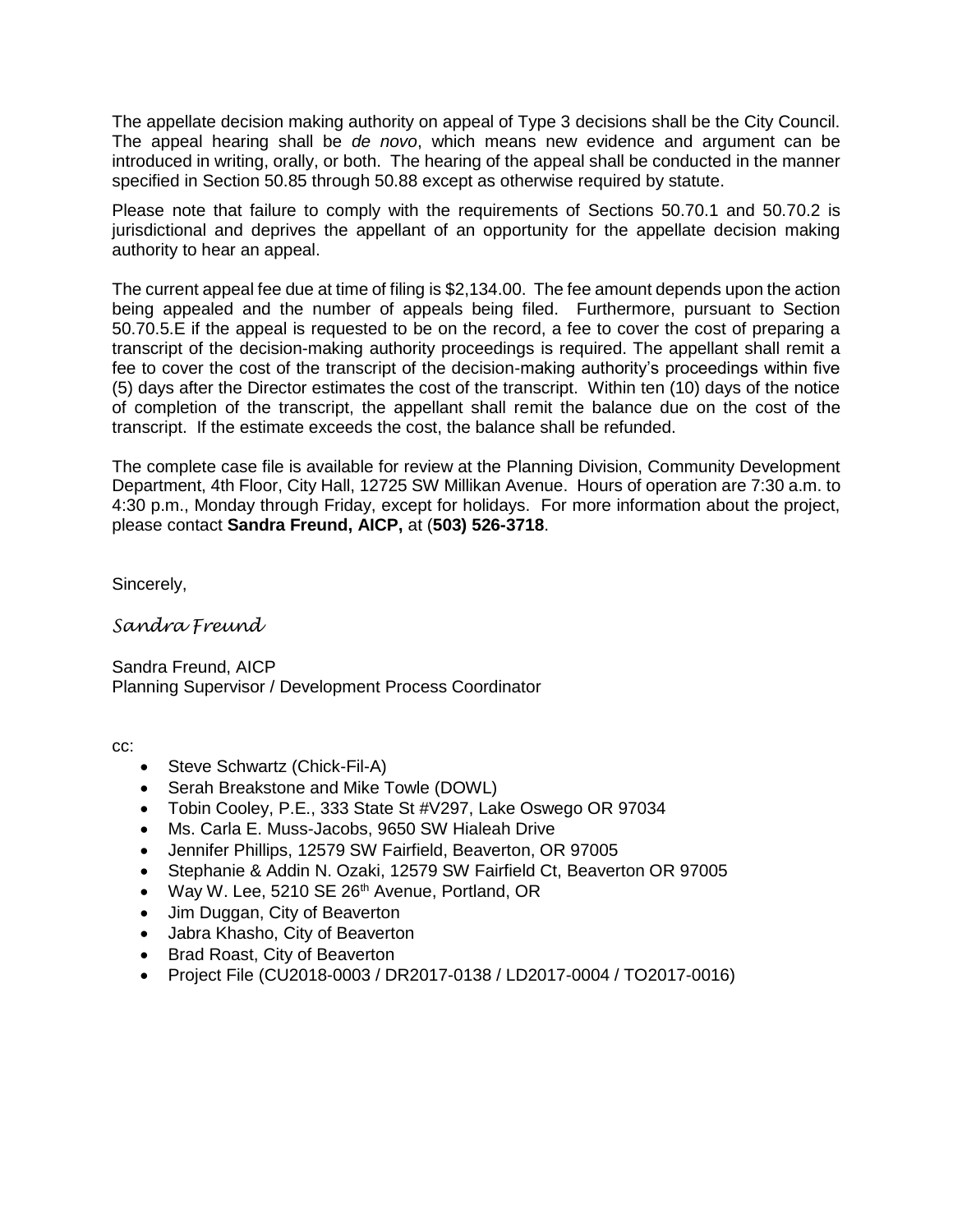The appellate decision making authority on appeal of Type 3 decisions shall be the City Council. The appeal hearing shall be *de novo*, which means new evidence and argument can be introduced in writing, orally, or both. The hearing of the appeal shall be conducted in the manner specified in Section 50.85 through 50.88 except as otherwise required by statute.

Please note that failure to comply with the requirements of Sections 50.70.1 and 50.70.2 is jurisdictional and deprives the appellant of an opportunity for the appellate decision making authority to hear an appeal.

The current appeal fee due at time of filing is $2,134.00. The fee amount depends upon the action being appealed and the number of appeals being filed. Furthermore, pursuant to Section 50.70.5.E if the appeal is requested to be on the record, a fee to cover the cost of preparing a transcript of the decision-making authority proceedings is required. The appellant shall remit a fee to cover the cost of the transcript of the decision-making authority's proceedings within five (5) days after the Director estimates the cost of the transcript. Within ten (10) days of the notice of completion of the transcript, the appellant shall remit the balance due on the cost of the transcript. If the estimate exceeds the cost, the balance shall be refunded.

The complete case file is available for review at the Planning Division, Community Development Department, 4th Floor, City Hall, 12725 SW Millikan Avenue. Hours of operation are 7:30 a.m. to 4:30 p.m., Monday through Friday, except for holidays. For more information about the project, please contact **Sandra Freund, AICP,** at (**503) 526-3718**.

Sincerely,

*Sandra Freund*

Sandra Freund, AICP
Planning Supervisor / Development Process Coordinator

cc:

- Steve Schwartz (Chick-Fil-A)
- Serah Breakstone and Mike Towle (DOWL)
- Tobin Cooley, P.E., 333 State St #V297, Lake Oswego OR 97034
- Ms. Carla E. Muss-Jacobs, 9650 SW Hialeah Drive
- Jennifer Phillips, 12579 SW Fairfield, Beaverton, OR 97005
- Stephanie & Addin N. Ozaki, 12579 SW Fairfield Ct, Beaverton OR 97005
- Way W. Lee, 5210 SE 26th Avenue, Portland, OR
- Jim Duggan, City of Beaverton
- Jabra Khasho, City of Beaverton
- Brad Roast, City of Beaverton
- Project File (CU2018-0003 / DR2017-0138 / LD2017-0004 / TO2017-0016)